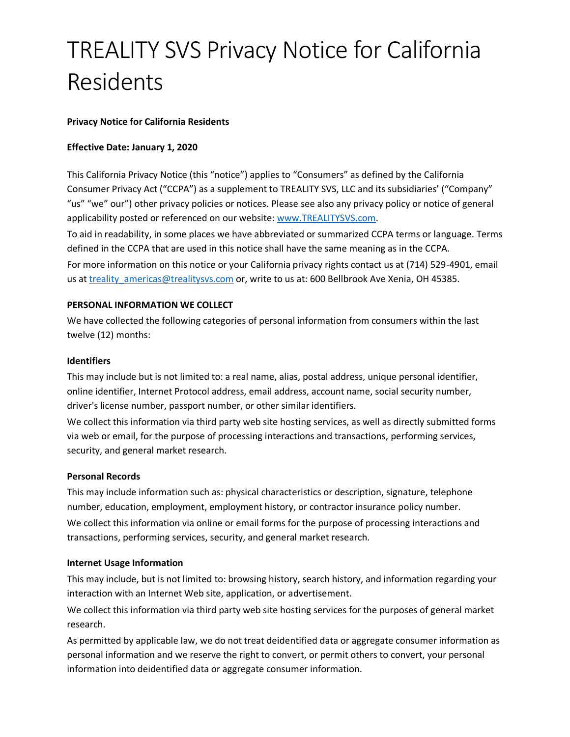# TREALITY SVS Privacy Notice for California Residents

**Privacy Notice for California Residents**

**Effective Date: January 1, 2020**

This California Privacy Notice (this "notice") applies to "Consumers" as defined by the California Consumer Privacy Act ("CCPA") as a supplement to TREALITY SVS, LLC and its subsidiaries' ("Company" "us" "we" our") other privacy policies or notices. Please see also any privacy policy or notice of general applicability posted or referenced on our website: [www.TREALITYSVS.com](http://www.TREALITYSVS.com).

To aid in readability, in some places we have abbreviated or summarized CCPA terms or language. Terms defined in the CCPA that are used in this notice shall have the same meaning as in the CCPA.

For more information on this notice or your California privacy rights contact us at (714) 529-4901, email us at [treality_americas@trealitysvs.com](mailto:treality_americas@trealitysvs.com) or, write to us at: 600 Bellbrook Ave Xenia, OH 45385.

**PERSONAL INFORMATION WE COLLECT**

We have collected the following categories of personal information from consumers within the last twelve (12) months:

**Identifiers**

This may include but is not limited to: a real name, alias, postal address, unique personal identifier, online identifier, Internet Protocol address, email address, account name, social security number, driver's license number, passport number, or other similar identifiers.

We collect this information via third party web site hosting services, as well as directly submitted forms via web or email, for the purpose of processing interactions and transactions, performing services, security, and general market research.

**Personal Records**

This may include information such as: physical characteristics or description, signature, telephone number, education, employment, employment history, or contractor insurance policy number.

We collect this information via online or email forms for the purpose of processing interactions and transactions, performing services, security, and general market research.

**Internet Usage Information**

This may include, but is not limited to: browsing history, search history, and information regarding your interaction with an Internet Web site, application, or advertisement.

We collect this information via third party web site hosting services for the purposes of general market research.

As permitted by applicable law, we do not treat deidentified data or aggregate consumer information as personal information and we reserve the right to convert, or permit others to convert, your personal information into deidentified data or aggregate consumer information.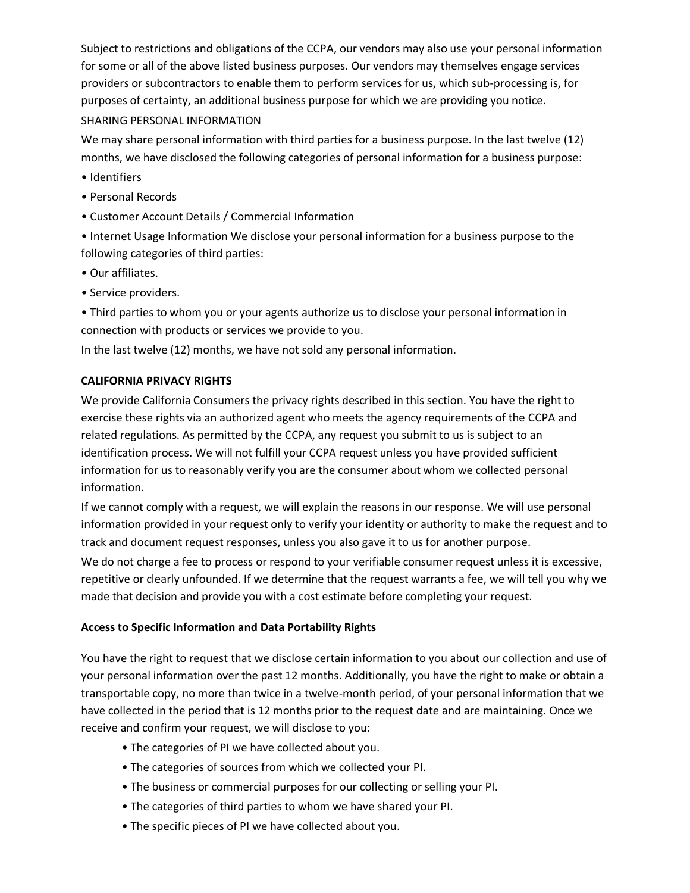Subject to restrictions and obligations of the CCPA, our vendors may also use your personal information for some or all of the above listed business purposes. Our vendors may themselves engage services providers or subcontractors to enable them to perform services for us, which sub-processing is, for purposes of certainty, an additional business purpose for which we are providing you notice.

SHARING PERSONAL INFORMATION

We may share personal information with third parties for a business purpose. In the last twelve (12) months, we have disclosed the following categories of personal information for a business purpose:

- Identifiers
- Personal Records
- Customer Account Details / Commercial Information
- Internet Usage Information We disclose your personal information for a business purpose to the following categories of third parties:
- Our affiliates.
- Service providers.
- Third parties to whom you or your agents authorize us to disclose your personal information in connection with products or services we provide to you.

In the last twelve (12) months, we have not sold any personal information.

**CALIFORNIA PRIVACY RIGHTS**

We provide California Consumers the privacy rights described in this section. You have the right to exercise these rights via an authorized agent who meets the agency requirements of the CCPA and related regulations. As permitted by the CCPA, any request you submit to us is subject to an identification process. We will not fulfill your CCPA request unless you have provided sufficient information for us to reasonably verify you are the consumer about whom we collected personal information.

If we cannot comply with a request, we will explain the reasons in our response. We will use personal information provided in your request only to verify your identity or authority to make the request and to track and document request responses, unless you also gave it to us for another purpose.

We do not charge a fee to process or respond to your verifiable consumer request unless it is excessive, repetitive or clearly unfounded. If we determine that the request warrants a fee, we will tell you why we made that decision and provide you with a cost estimate before completing your request.

**Access to Specific Information and Data Portability Rights**

You have the right to request that we disclose certain information to you about our collection and use of your personal information over the past 12 months. Additionally, you have the right to make or obtain a transportable copy, no more than twice in a twelve-month period, of your personal information that we have collected in the period that is 12 months prior to the request date and are maintaining. Once we receive and confirm your request, we will disclose to you:

- The categories of PI we have collected about you.
- The categories of sources from which we collected your PI.
- The business or commercial purposes for our collecting or selling your PI.
- The categories of third parties to whom we have shared your PI.
- The specific pieces of PI we have collected about you.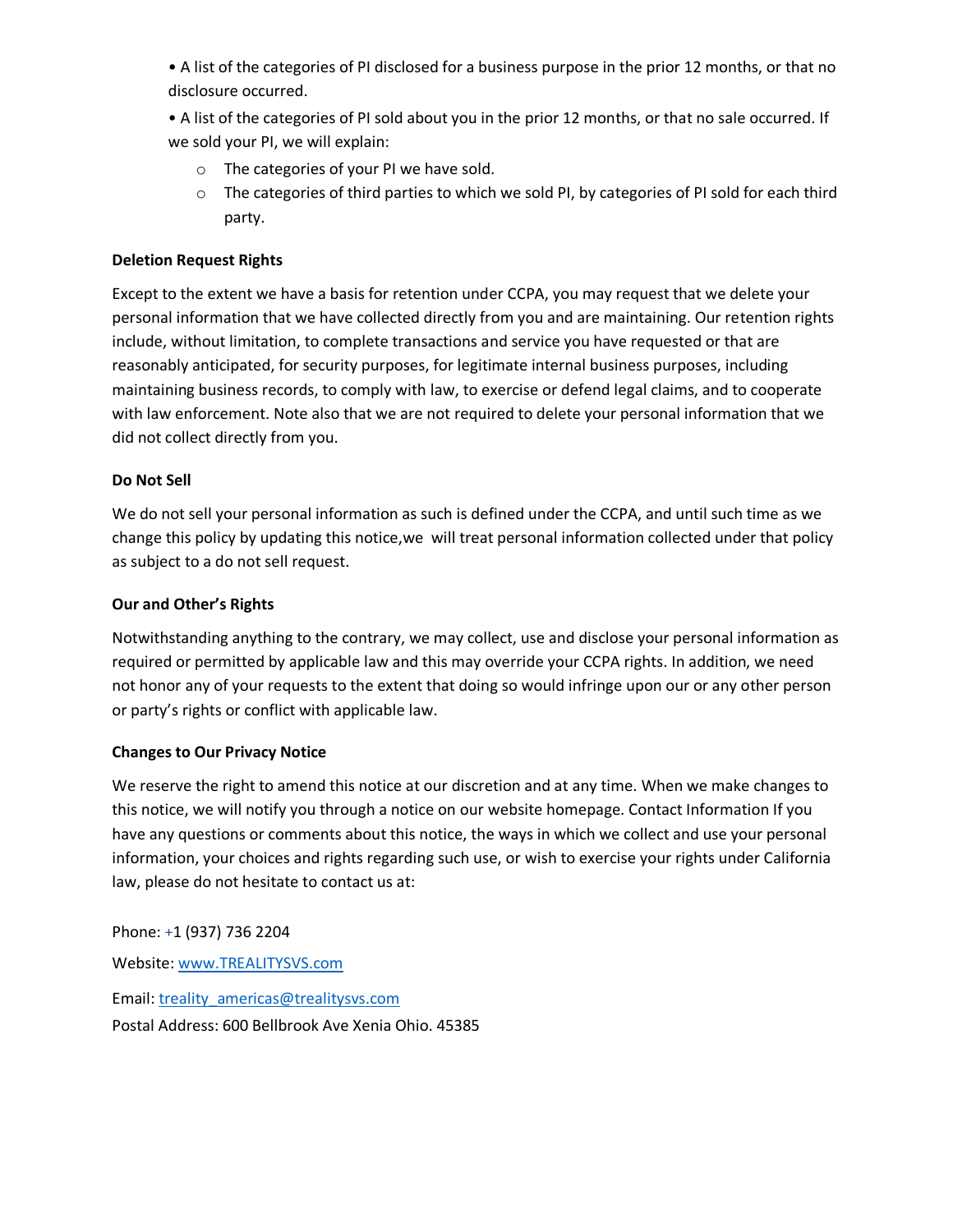• A list of the categories of PI disclosed for a business purpose in the prior 12 months, or that no disclosure occurred.

• A list of the categories of PI sold about you in the prior 12 months, or that no sale occurred. If we sold your PI, we will explain:

  - The categories of your PI we have sold.
  - The categories of third parties to which we sold PI, by categories of PI sold for each third party.

**Deletion Request Rights**

Except to the extent we have a basis for retention under CCPA, you may request that we delete your personal information that we have collected directly from you and are maintaining. Our retention rights include, without limitation, to complete transactions and service you have requested or that are reasonably anticipated, for security purposes, for legitimate internal business purposes, including maintaining business records, to comply with law, to exercise or defend legal claims, and to cooperate with law enforcement. Note also that we are not required to delete your personal information that we did not collect directly from you.

**Do Not Sell**

We do not sell your personal information as such is defined under the CCPA, and until such time as we change this policy by updating this notice,we will treat personal information collected under that policy as subject to a do not sell request.

**Our and Other's Rights**

Notwithstanding anything to the contrary, we may collect, use and disclose your personal information as required or permitted by applicable law and this may override your CCPA rights. In addition, we need not honor any of your requests to the extent that doing so would infringe upon our or any other person or party's rights or conflict with applicable law.

**Changes to Our Privacy Notice**

We reserve the right to amend this notice at our discretion and at any time. When we make changes to this notice, we will notify you through a notice on our website homepage. Contact Information If you have any questions or comments about this notice, the ways in which we collect and use your personal information, your choices and rights regarding such use, or wish to exercise your rights under California law, please do not hesitate to contact us at:

Phone: +1 (937) 736 2204

Website: www.TREALITYSVS.com

Email: treality_americas@trealitysvs.com

Postal Address: 600 Bellbrook Ave Xenia Ohio. 45385